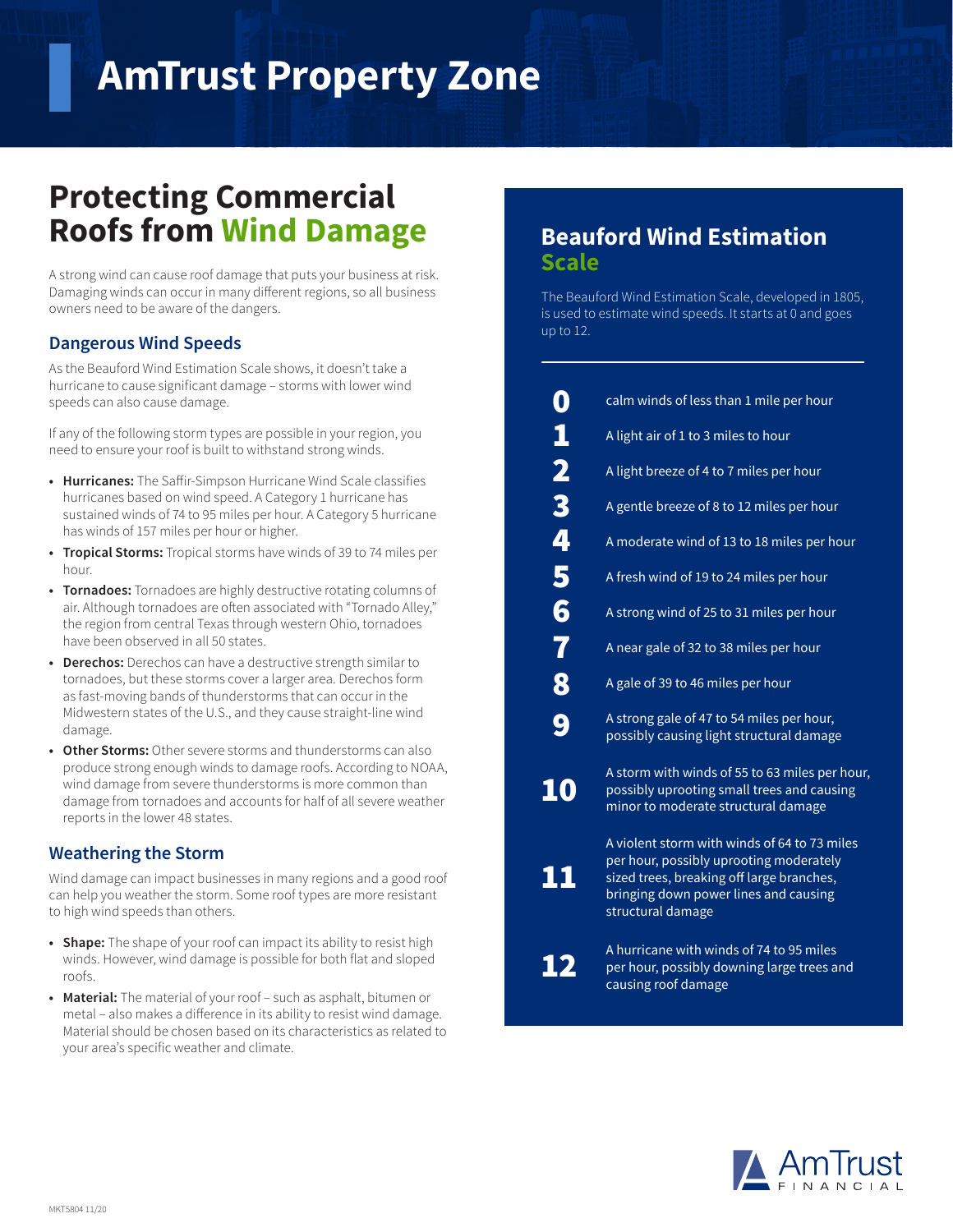# AmTrust Property Zone

## Protecting Commercial Roofs from Wind Damage

A strong wind can cause roof damage that puts your business at risk. Damaging winds can occur in many different regions, so all business owners need to be aware of the dangers.

### Dangerous Wind Speeds

As the Beauford Wind Estimation Scale shows, it doesn't take a hurricane to cause significant damage – storms with lower wind speeds can also cause damage.

If any of the following storm types are possible in your region, you need to ensure your roof is built to withstand strong winds.

- **Hurricanes:** The Saffir-Simpson Hurricane Wind Scale classifies hurricanes based on wind speed. A Category 1 hurricane has sustained winds of 74 to 95 miles per hour. A Category 5 hurricane has winds of 157 miles per hour or higher.
- **Tropical Storms:** Tropical storms have winds of 39 to 74 miles per hour.
- **Tornadoes:** Tornadoes are highly destructive rotating columns of air. Although tornadoes are often associated with "Tornado Alley," the region from central Texas through western Ohio, tornadoes have been observed in all 50 states.
- **Derechos:** Derechos can have a destructive strength similar to tornadoes, but these storms cover a larger area. Derechos form as fast-moving bands of thunderstorms that can occur in the Midwestern states of the U.S., and they cause straight-line wind damage.
- **Other Storms:** Other severe storms and thunderstorms can also produce strong enough winds to damage roofs. According to NOAA, wind damage from severe thunderstorms is more common than damage from tornadoes and accounts for half of all severe weather reports in the lower 48 states.

### Weathering the Storm

Wind damage can impact businesses in many regions and a good roof can help you weather the storm. Some roof types are more resistant to high wind speeds than others.

- **Shape:** The shape of your roof can impact its ability to resist high winds. However, wind damage is possible for both flat and sloped roofs.
- **Material:** The material of your roof – such as asphalt, bitumen or metal – also makes a difference in its ability to resist wind damage. Material should be chosen based on its characteristics as related to your area's specific weather and climate.

## Beauford Wind Estimation Scale

The Beauford Wind Estimation Scale, developed in 1805, is used to estimate wind speeds. It starts at 0 and goes up to 12.

| | |
|---|---|
| **0** | calm winds of less than 1 mile per hour |
| **1** | A light air of 1 to 3 miles to hour |
| **2** | A light breeze of 4 to 7 miles per hour |
| **3** | A gentle breeze of 8 to 12 miles per hour |
| **4** | A moderate wind of 13 to 18 miles per hour |
| **5** | A fresh wind of 19 to 24 miles per hour |
| **6** | A strong wind of 25 to 31 miles per hour |
| **7** | A near gale of 32 to 38 miles per hour |
| **8** | A gale of 39 to 46 miles per hour |
| **9** | A strong gale of 47 to 54 miles per hour, possibly causing light structural damage |
| **10** | A storm with winds of 55 to 63 miles per hour, possibly uprooting small trees and causing minor to moderate structural damage |
| **11** | A violent storm with winds of 64 to 73 miles per hour, possibly uprooting moderately sized trees, breaking off large branches, bringing down power lines and causing structural damage |
| **12** | A hurricane with winds of 74 to 95 miles per hour, possibly downing large trees and causing roof damage |

AmTrust FINANCIAL

MKT5804 11/20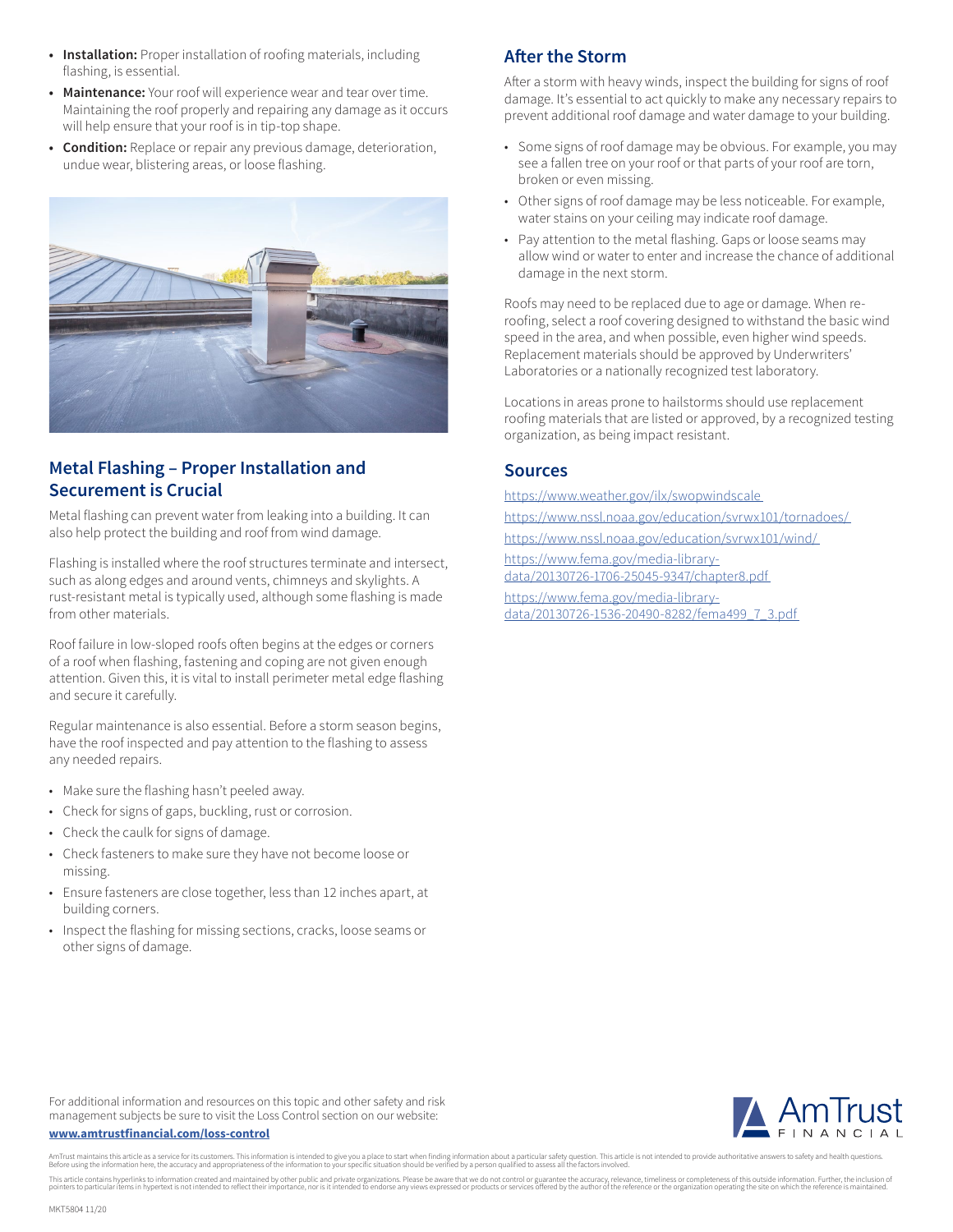- **Installation:** Proper installation of roofing materials, including flashing, is essential.
- **Maintenance:** Your roof will experience wear and tear over time. Maintaining the roof properly and repairing any damage as it occurs will help ensure that your roof is in tip-top shape.
- **Condition:** Replace or repair any previous damage, deterioration, undue wear, blistering areas, or loose flashing.

## Metal Flashing – Proper Installation and Securement is Crucial

Metal flashing can prevent water from leaking into a building. It can also help protect the building and roof from wind damage.

Flashing is installed where the roof structures terminate and intersect, such as along edges and around vents, chimneys and skylights. A rust-resistant metal is typically used, although some flashing is made from other materials.

Roof failure in low-sloped roofs often begins at the edges or corners of a roof when flashing, fastening and coping are not given enough attention. Given this, it is vital to install perimeter metal edge flashing and secure it carefully.

Regular maintenance is also essential. Before a storm season begins, have the roof inspected and pay attention to the flashing to assess any needed repairs.

- Make sure the flashing hasn't peeled away.
- Check for signs of gaps, buckling, rust or corrosion.
- Check the caulk for signs of damage.
- Check fasteners to make sure they have not become loose or missing.
- Ensure fasteners are close together, less than 12 inches apart, at building corners.
- Inspect the flashing for missing sections, cracks, loose seams or other signs of damage.

## After the Storm

After a storm with heavy winds, inspect the building for signs of roof damage. It's essential to act quickly to make any necessary repairs to prevent additional roof damage and water damage to your building.

- Some signs of roof damage may be obvious. For example, you may see a fallen tree on your roof or that parts of your roof are torn, broken or even missing.
- Other signs of roof damage may be less noticeable. For example, water stains on your ceiling may indicate roof damage.
- Pay attention to the metal flashing. Gaps or loose seams may allow wind or water to enter and increase the chance of additional damage in the next storm.

Roofs may need to be replaced due to age or damage. When re-roofing, select a roof covering designed to withstand the basic wind speed in the area, and when possible, even higher wind speeds. Replacement materials should be approved by Underwriters' Laboratories or a nationally recognized test laboratory.

Locations in areas prone to hailstorms should use replacement roofing materials that are listed or approved, by a recognized testing organization, as being impact resistant.

## Sources

https://www.weather.gov/ilx/swopwindscale

https://www.nssl.noaa.gov/education/svrwx101/tornadoes/

https://www.nssl.noaa.gov/education/svrwx101/wind/

https://www.fema.gov/media-library-data/20130726-1706-25045-9347/chapter8.pdf

https://www.fema.gov/media-library-data/20130726-1536-20490-8282/fema499_7_3.pdf

For additional information and resources on this topic and other safety and risk management subjects be sure to visit the Loss Control section on our website:
**www.amtrustfinancial.com/loss-control**

AmTrust maintains this article as a service for its customers. This information is intended to give you a place to start when finding information about a particular safety question. This article is not intended to provide authoritative answers to safety and health questions. Before using the information here, the accuracy and appropriateness of the information to your specific situation should be verified by a person qualified to assess all the factors involved.

This article contains hyperlinks to information created and maintained by other public and private organizations. Please be aware that we do not control or guarantee the accuracy, relevance, timeliness or completeness of this outside information. Further, the inclusion of pointers to particular items in hypertext is not intended to reflect their importance, nor is it intended to endorse any views expressed or products or services offered by the author of the reference or the organization operating the site on which the reference is maintained.

MKT5804 11/20